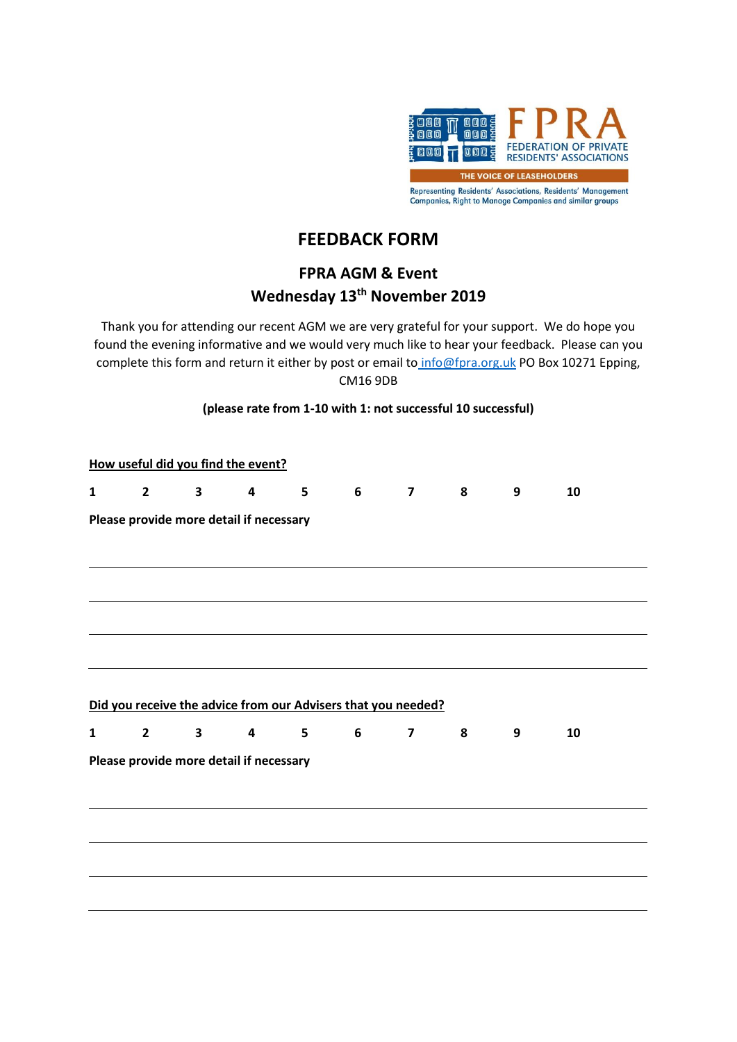FPRA
FEDERATION OF PRIVATE RESIDENTS' ASSOCIATIONS
THE VOICE OF LEASEHOLDERS
Representing Residents' Associations, Residents' Management Companies, Right to Manage Companies and similar groups

# FEEDBACK FORM

## FPRA AGM & Event
## Wednesday 13th November 2019

Thank you for attending our recent AGM we are very grateful for your support. We do hope you found the evening informative and we would very much like to hear your feedback. Please can you complete this form and return it either by post or email to info@fpra.org.uk PO Box 10271 Epping, CM16 9DB

**(please rate from 1-10 with 1: not successful 10 successful)**

**How useful did you find the event?**

**1 2 3 4 5 6 7 8 9 10**

**Please provide more detail if necessary**

______________________________________________________________________

______________________________________________________________________

______________________________________________________________________

______________________________________________________________________

**Did you receive the advice from our Advisers that you needed?**

**1 2 3 4 5 6 7 8 9 10**

**Please provide more detail if necessary**

______________________________________________________________________

______________________________________________________________________

______________________________________________________________________

______________________________________________________________________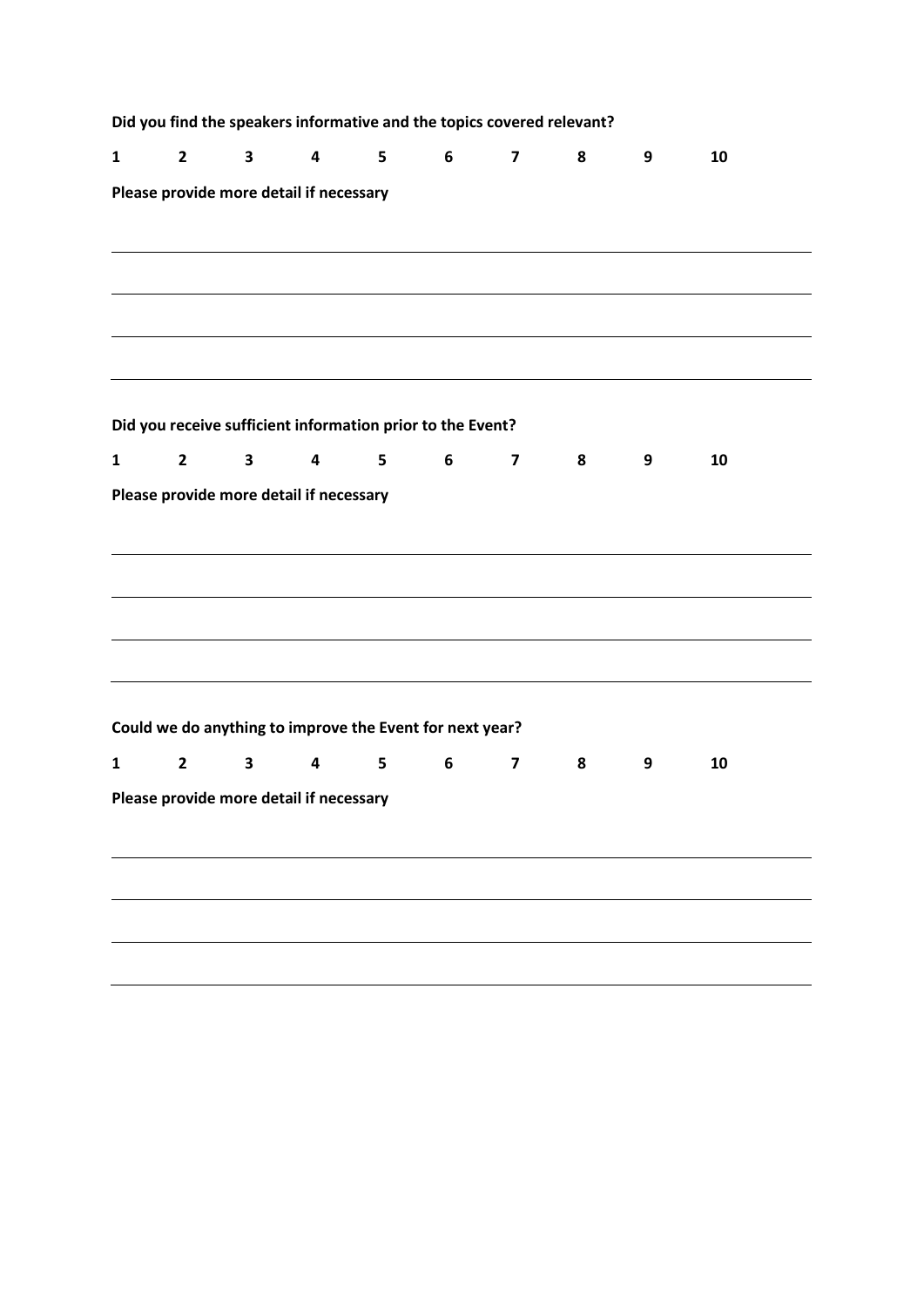**Did you find the speakers informative and the topics covered relevant?**

**1 2 3 4 5 6 7 8 9 10**

**Please provide more detail if necessary**

______________________________________________________________________

______________________________________________________________________

______________________________________________________________________

______________________________________________________________________

**Did you receive sufficient information prior to the Event?**

**1 2 3 4 5 6 7 8 9 10**

**Please provide more detail if necessary**

______________________________________________________________________

______________________________________________________________________

______________________________________________________________________

______________________________________________________________________

**Could we do anything to improve the Event for next year?**

**1 2 3 4 5 6 7 8 9 10**

**Please provide more detail if necessary**

______________________________________________________________________

______________________________________________________________________

______________________________________________________________________

______________________________________________________________________